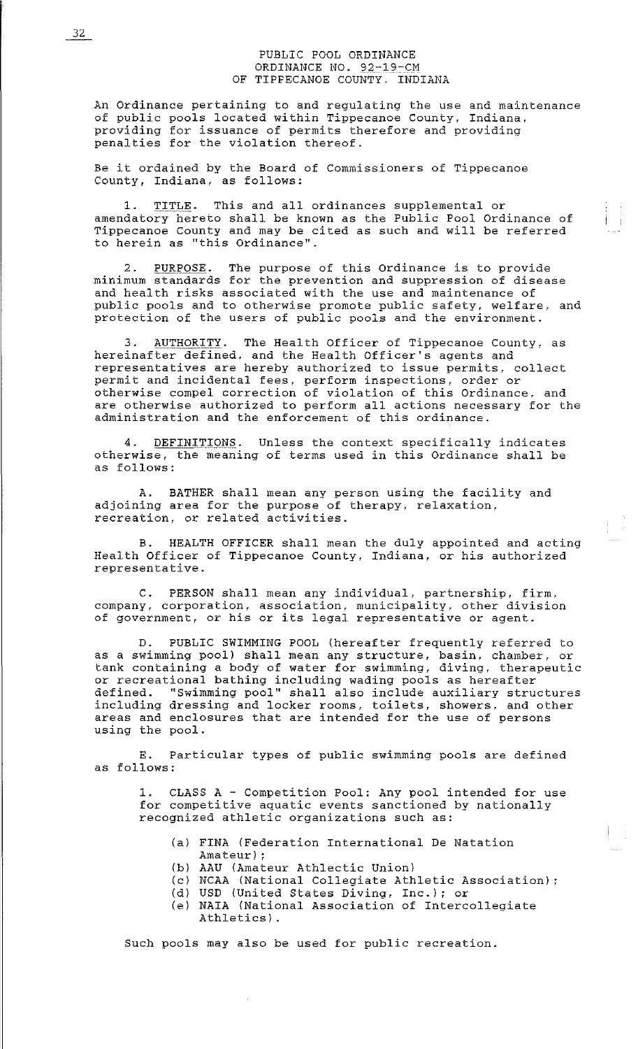# PUBLIC POOL ORDINANCE
## ORDINANCE NO. 92-19-CM
## OF TIPPECANOE COUNTY, INDIANA

An Ordinance pertaining to and regulating the use and maintenance of public pools located within Tippecanoe County, Indiana, providing for issuance of permits therefore and providing penalties for the violation thereof.

Be it ordained by the Board of Commissioners of Tippecanoe County, Indiana, as follows:

1. TITLE. This and all ordinances supplemental or amendatory hereto shall be known as the Public Pool Ordinance of Tippecanoe County and may be cited as such and will be referred to herein as "this Ordinance".

2. PURPOSE. The purpose of this Ordinance is to provide minimum standards for the prevention and suppression of disease and health risks associated with the use and maintenance of public pools and to otherwise promote public safety, welfare, and protection of the users of public pools and the environment.

3. AUTHORITY. The Health Officer of Tippecanoe County, as hereinafter defined, and the Health Officer's agents and representatives are hereby authorized to issue permits, collect permit and incidental fees, perform inspections, order or otherwise compel correction of violation of this Ordinance, and are otherwise authorized to perform all actions necessary for the administration and the enforcement of this ordinance.

4. DEFINITIONS. Unless the context specifically indicates otherwise, the meaning of terms used in this Ordinance shall be as follows:

   A. BATHER shall mean any person using the facility and adjoining area for the purpose of therapy, relaxation, recreation, or related activities.

   B. HEALTH OFFICER shall mean the duly appointed and acting Health Officer of Tippecanoe County, Indiana, or his authorized representative.

   C. PERSON shall mean any individual, partnership, firm, company, corporation, association, municipality, other division of government, or his or its legal representative or agent.

   D. PUBLIC SWIMMING POOL (hereafter frequently referred to as a swimming pool) shall mean any structure, basin, chamber, or tank containing a body of water for swimming, diving, therapeutic or recreational bathing including wading pools as hereafter defined. "Swimming pool" shall also include auxiliary structures including dressing and locker rooms, toilets, showers, and other areas and enclosures that are intended for the use of persons using the pool.

   E. Particular types of public swimming pools are defined as follows:

      1. CLASS A - Competition Pool: Any pool intended for use for competitive aquatic events sanctioned by nationally recognized athletic organizations such as:

         (a) FINA (Federation International De Natation Amateur);
         (b) AAU (Amateur Athlectic Union)
         (c) NCAA (National Collegiate Athletic Association);
         (d) USD (United States Diving, Inc.); or
         (e) NAIA (National Association of Intercollegiate Athletics).

      Such pools may also be used for public recreation.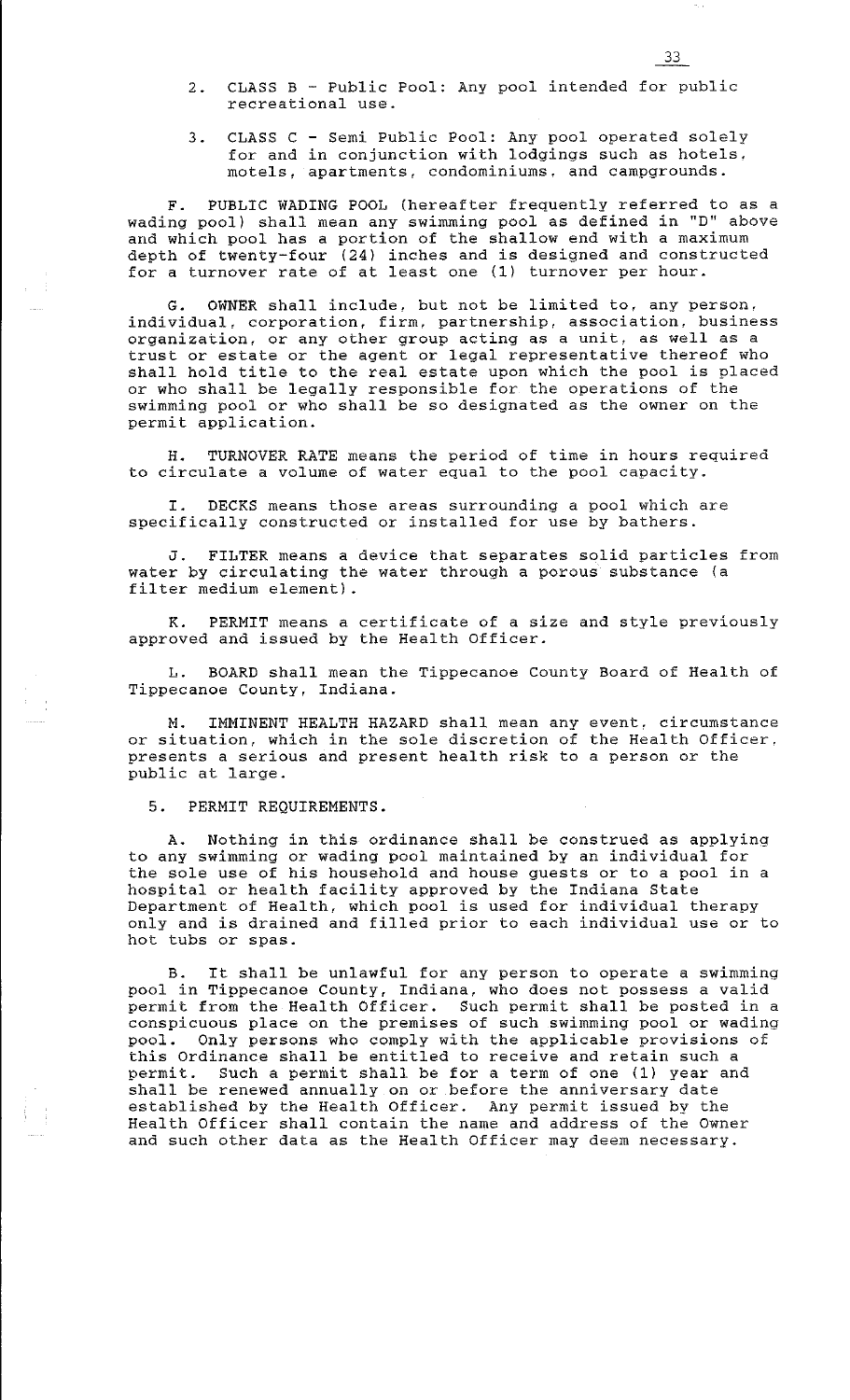2. CLASS B - Public Pool: Any pool intended for public recreational use.

3. CLASS C - Semi Public Pool: Any pool operated solely for and in conjunction with lodgings such as hotels, motels, apartments, condominiums, and campgrounds.

F. PUBLIC WADING POOL (hereafter frequently referred to as a wading pool) shall mean any swimming pool as defined in "D" above and which pool has a portion of the shallow end with a maximum depth of twenty-four (24) inches and is designed and constructed for a turnover rate of at least one (1) turnover per hour.

G. OWNER shall include, but not be limited to, any person, individual, corporation, firm, partnership, association, business organization, or any other group acting as a unit, as well as a trust or estate or the agent or legal representative thereof who shall hold title to the real estate upon which the pool is placed or who shall be legally responsible for the operations of the swimming pool or who shall be so designated as the owner on the permit application.

H. TURNOVER RATE means the period of time in hours required to circulate a volume of water equal to the pool capacity.

I. DECKS means those areas surrounding a pool which are specifically constructed or installed for use by bathers.

J. FILTER means a device that separates solid particles from water by circulating the water through a porous substance (a filter medium element).

K. PERMIT means a certificate of a size and style previously approved and issued by the Health Officer.

L. BOARD shall mean the Tippecanoe County Board of Health of Tippecanoe County, Indiana.

M. IMMINENT HEALTH HAZARD shall mean any event, circumstance or situation, which in the sole discretion of the Health Officer, presents a serious and present health risk to a person or the public at large.

5. PERMIT REQUIREMENTS.

A. Nothing in this ordinance shall be construed as applying to any swimming or wading pool maintained by an individual for the sole use of his household and house guests or to a pool in a hospital or health facility approved by the Indiana State Department of Health, which pool is used for individual therapy only and is drained and filled prior to each individual use or to hot tubs or spas.

B. It shall be unlawful for any person to operate a swimming pool in Tippecanoe County, Indiana, who does not possess a valid permit from the Health Officer. Such permit shall be posted in a conspicuous place on the premises of such swimming pool or wading pool. Only persons who comply with the applicable provisions of this Ordinance shall be entitled to receive and retain such a permit. Such a permit shall be for a term of one (1) year and shall be renewed annually on or before the anniversary date established by the Health Officer. Any permit issued by the Health Officer shall contain the name and address of the Owner and such other data as the Health Officer may deem necessary.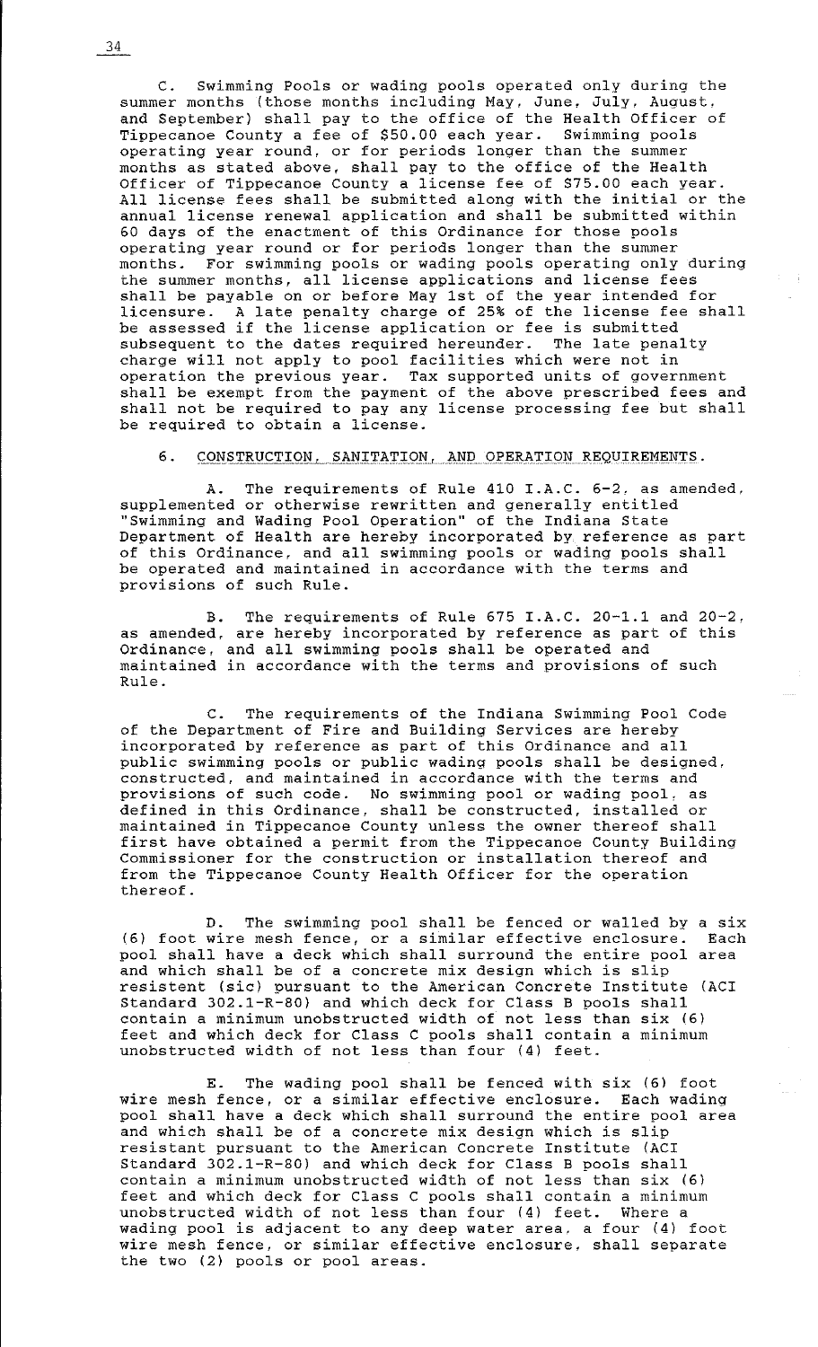C. Swimming Pools or wading pools operated only during the summer months (those months including May, June, July, August, and September) shall pay to the office of the Health Officer of Tippecanoe County a fee of $50.00 each year. Swimming pools operating year round, or for periods longer than the summer months as stated above, shall pay to the office of the Health Officer of Tippecanoe County a license fee of $75.00 each year. All license fees shall be submitted along with the initial or the annual license renewal application and shall be submitted within 60 days of the enactment of this Ordinance for those pools operating year round or for periods longer than the summer months. For swimming pools or wading pools operating only during the summer months, all license applications and license fees shall be payable on or before May 1st of the year intended for licensure. A late penalty charge of 25% of the license fee shall be assessed if the license application or fee is submitted subsequent to the dates required hereunder. The late penalty charge will not apply to pool facilities which were not in operation the previous year. Tax supported units of government shall be exempt from the payment of the above prescribed fees and shall not be required to pay any license processing fee but shall be required to obtain a license.

6. CONSTRUCTION, SANITATION, AND OPERATION REQUIREMENTS.

A. The requirements of Rule 410 I.A.C. 6-2, as amended, supplemented or otherwise rewritten and generally entitled "Swimming and Wading Pool Operation" of the Indiana State Department of Health are hereby incorporated by reference as part of this Ordinance, and all swimming pools or wading pools shall be operated and maintained in accordance with the terms and provisions of such Rule.

B. The requirements of Rule 675 I.A.C. 20-1.1 and 20-2, as amended, are hereby incorporated by reference as part of this Ordinance, and all swimming pools shall be operated and maintained in accordance with the terms and provisions of such Rule.

C. The requirements of the Indiana Swimming Pool Code of the Department of Fire and Building Services are hereby incorporated by reference as part of this Ordinance and all public swimming pools or public wading pools shall be designed, constructed, and maintained in accordance with the terms and provisions of such code. No swimming pool or wading pool, as defined in this Ordinance, shall be constructed, installed or maintained in Tippecanoe County unless the owner thereof shall first have obtained a permit from the Tippecanoe County Building Commissioner for the construction or installation thereof and from the Tippecanoe County Health Officer for the operation thereof.

D. The swimming pool shall be fenced or walled by a six (6) foot wire mesh fence, or a similar effective enclosure. Each pool shall have a deck which shall surround the entire pool area and which shall be of a concrete mix design which is slip resistent (sic) pursuant to the American Concrete Institute (ACI Standard 302.1-R-80) and which deck for Class B pools shall contain a minimum unobstructed width of not less than six (6) feet and which deck for Class C pools shall contain a minimum unobstructed width of not less than four (4) feet.

E. The wading pool shall be fenced with six (6) foot wire mesh fence, or a similar effective enclosure. Each wading pool shall have a deck which shall surround the entire pool area and which shall be of a concrete mix design which is slip resistant pursuant to the American Concrete Institute (ACI Standard 302.1-R-80) and which deck for Class B pools shall contain a minimum unobstructed width of not less than six (6) feet and which deck for Class C pools shall contain a minimum unobstructed width of not less than four (4) feet. Where a wading pool is adjacent to any deep water area, a four (4) foot wire mesh fence, or similar effective enclosure, shall separate the two (2) pools or pool areas.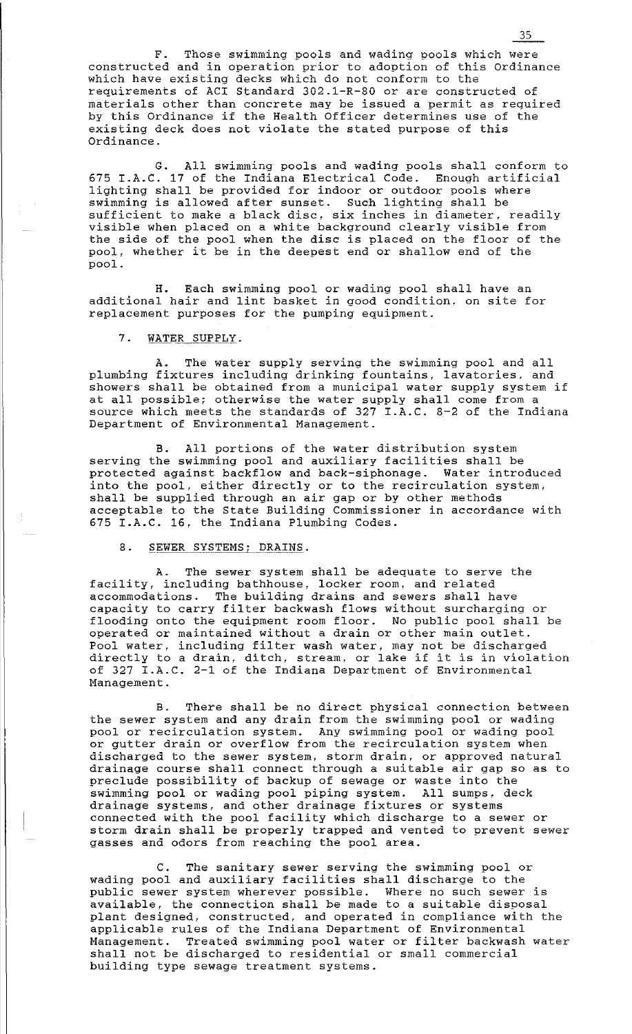F. Those swimming pools and wading pools which were constructed and in operation prior to adoption of this Ordinance which have existing decks which do not conform to the requirements of ACI Standard 302.1-R-80 or are constructed of materials other than concrete may be issued a permit as required by this Ordinance if the Health Officer determines use of the existing deck does not violate the stated purpose of this Ordinance.

G. All swimming pools and wading pools shall conform to 675 I.A.C. 17 of the Indiana Electrical Code. Enough artificial lighting shall be provided for indoor or outdoor pools where swimming is allowed after sunset. Such lighting shall be sufficient to make a black disc, six inches in diameter, readily visible when placed on a white background clearly visible from the side of the pool when the disc is placed on the floor of the pool, whether it be in the deepest end or shallow end of the pool.

H. Each swimming pool or wading pool shall have an additional hair and lint basket in good condition, on site for replacement purposes for the pumping equipment.

7. <u>WATER SUPPLY</u>.

A. The water supply serving the swimming pool and all plumbing fixtures including drinking fountains, lavatories, and showers shall be obtained from a municipal water supply system if at all possible; otherwise the water supply shall come from a source which meets the standards of 327 I.A.C. 8-2 of the Indiana Department of Environmental Management.

B. All portions of the water distribution system serving the swimming pool and auxiliary facilities shall be protected against backflow and back-siphonage. Water introduced into the pool, either directly or to the recirculation system, shall be supplied through an air gap or by other methods acceptable to the State Building Commissioner in accordance with 675 I.A.C. 16, the Indiana Plumbing Codes.

8. <u>SEWER SYSTEMS; DRAINS</u>.

A. The sewer system shall be adequate to serve the facility, including bathhouse, locker room, and related accommodations. The building drains and sewers shall have capacity to carry filter backwash flows without surcharging or flooding onto the equipment room floor. No public pool shall be operated or maintained without a drain or other main outlet. Pool water, including filter wash water, may not be discharged directly to a drain, ditch, stream, or lake if it is in violation of 327 I.A.C. 2-1 of the Indiana Department of Environmental Management.

B. There shall be no direct physical connection between the sewer system and any drain from the swimming pool or wading pool or recirculation system. Any swimming pool or wading pool or gutter drain or overflow from the recirculation system when discharged to the sewer system, storm drain, or approved natural drainage course shall connect through a suitable air gap so as to preclude possibility of backup of sewage or waste into the swimming pool or wading pool piping system. All sumps, deck drainage systems, and other drainage fixtures or systems connected with the pool facility which discharge to a sewer or storm drain shall be properly trapped and vented to prevent sewer gasses and odors from reaching the pool area.

C. The sanitary sewer serving the swimming pool or wading pool and auxiliary facilities shall discharge to the public sewer system wherever possible. Where no such sewer is available, the connection shall be made to a suitable disposal plant designed, constructed, and operated in compliance with the applicable rules of the Indiana Department of Environmental Management. Treated swimming pool water or filter backwash water shall not be discharged to residential or small commercial building type sewage treatment systems.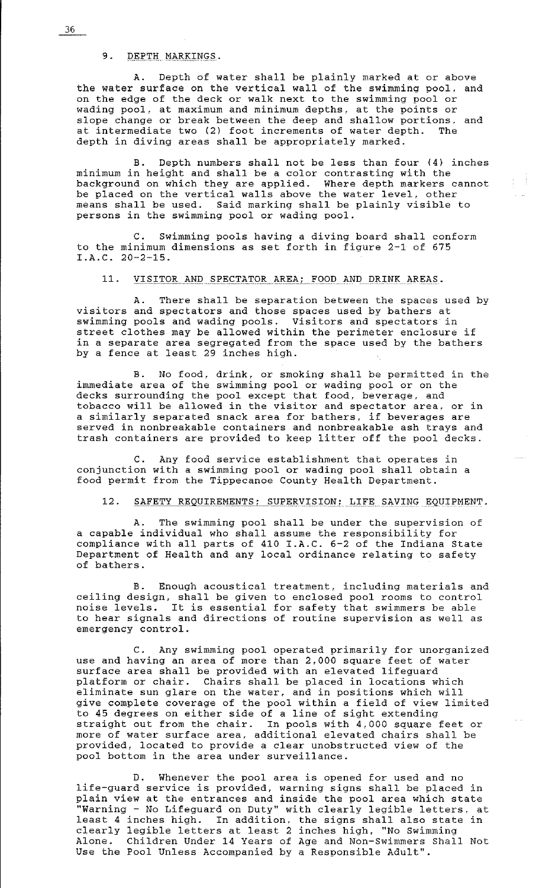9. DEPTH MARKINGS.

A. Depth of water shall be plainly marked at or above the water surface on the vertical wall of the swimming pool, and on the edge of the deck or walk next to the swimming pool or wading pool, at maximum and minimum depths, at the points or slope change or break between the deep and shallow portions, and at intermediate two (2) foot increments of water depth. The depth in diving areas shall be appropriately marked.

B. Depth numbers shall not be less than four (4) inches minimum in height and shall be a color contrasting with the background on which they are applied. Where depth markers cannot be placed on the vertical walls above the water level, other means shall be used. Said marking shall be plainly visible to persons in the swimming pool or wading pool.

C. Swimming pools having a diving board shall conform to the minimum dimensions as set forth in figure 2-1 of 675 I.A.C. 20-2-15.

11. VISITOR AND SPECTATOR AREA; FOOD AND DRINK AREAS.

A. There shall be separation between the spaces used by visitors and spectators and those spaces used by bathers at swimming pools and wading pools. Visitors and spectators in street clothes may be allowed within the perimeter enclosure if in a separate area segregated from the space used by the bathers by a fence at least 29 inches high.

B. No food, drink, or smoking shall be permitted in the immediate area of the swimming pool or wading pool or on the decks surrounding the pool except that food, beverage, and tobacco will be allowed in the visitor and spectator area, or in a similarly separated snack area for bathers, if beverages are served in nonbreakable containers and nonbreakable ash trays and trash containers are provided to keep litter off the pool decks.

C. Any food service establishment that operates in conjunction with a swimming pool or wading pool shall obtain a food permit from the Tippecanoe County Health Department.

12. SAFETY REQUIREMENTS; SUPERVISION; LIFE SAVING EQUIPMENT.

A. The swimming pool shall be under the supervision of a capable individual who shall assume the responsibility for compliance with all parts of 410 I.A.C. 6-2 of the Indiana State Department of Health and any local ordinance relating to safety of bathers.

B. Enough acoustical treatment, including materials and ceiling design, shall be given to enclosed pool rooms to control noise levels. It is essential for safety that swimmers be able to hear signals and directions of routine supervision as well as emergency control.

C. Any swimming pool operated primarily for unorganized use and having an area of more than 2,000 square feet of water surface area shall be provided with an elevated lifeguard platform or chair. Chairs shall be placed in locations which eliminate sun glare on the water, and in positions which will give complete coverage of the pool within a field of view limited to 45 degrees on either side of a line of sight extending straight out from the chair. In pools with 4,000 square feet or more of water surface area, additional elevated chairs shall be provided, located to provide a clear unobstructed view of the pool bottom in the area under surveillance.

D. Whenever the pool area is opened for used and no life-guard service is provided, warning signs shall be placed in plain view at the entrances and inside the pool area which state "Warning - No Lifeguard on Duty" with clearly legible letters, at least 4 inches high. In addition, the signs shall also state in clearly legible letters at least 2 inches high, "No Swimming Alone. Children Under 14 Years of Age and Non-Swimmers Shall Not Use the Pool Unless Accompanied by a Responsible Adult".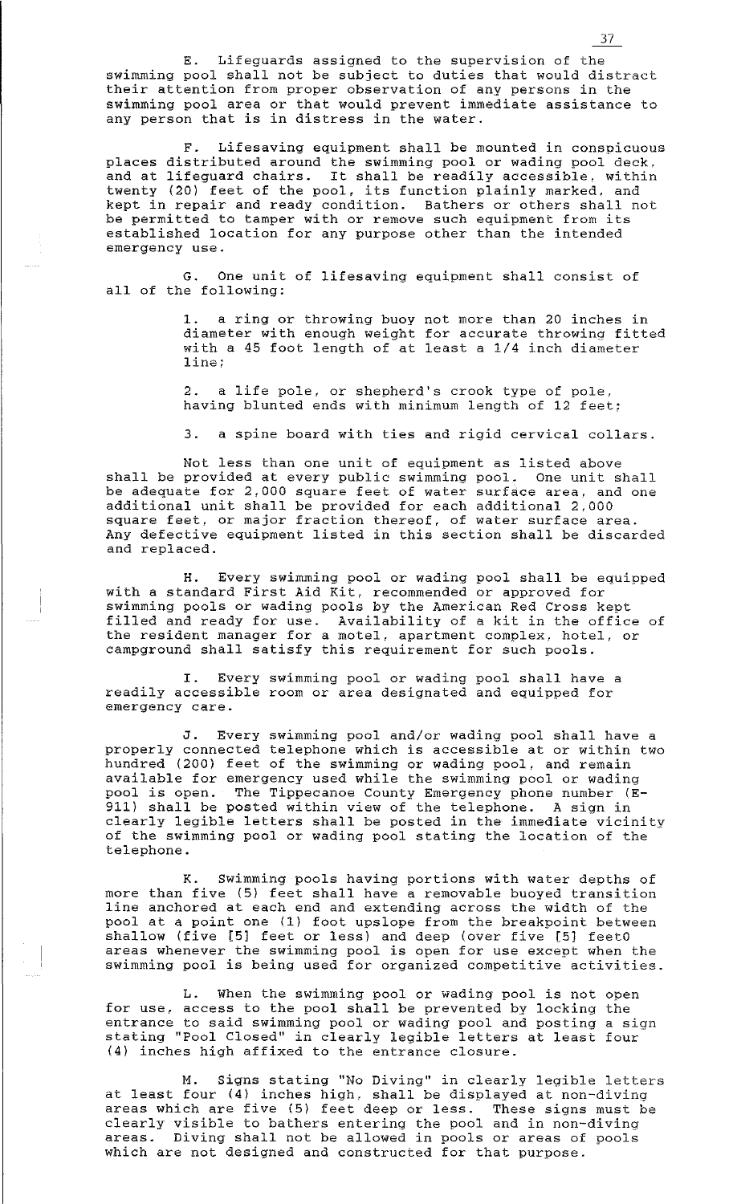E. Lifeguards assigned to the supervision of the swimming pool shall not be subject to duties that would distract their attention from proper observation of any persons in the swimming pool area or that would prevent immediate assistance to any person that is in distress in the water.

F. Lifesaving equipment shall be mounted in conspicuous places distributed around the swimming pool or wading pool deck, and at lifeguard chairs. It shall be readily accessible, within twenty (20) feet of the pool, its function plainly marked, and kept in repair and ready condition. Bathers or others shall not be permitted to tamper with or remove such equipment from its established location for any purpose other than the intended emergency use.

G. One unit of lifesaving equipment shall consist of all of the following:

1. a ring or throwing buoy not more than 20 inches in diameter with enough weight for accurate throwing fitted with a 45 foot length of at least a 1/4 inch diameter line;

2. a life pole, or shepherd's crook type of pole, having blunted ends with minimum length of 12 feet;

3. a spine board with ties and rigid cervical collars.

Not less than one unit of equipment as listed above shall be provided at every public swimming pool. One unit shall be adequate for 2,000 square feet of water surface area, and one additional unit shall be provided for each additional 2,000 square feet, or major fraction thereof, of water surface area. Any defective equipment listed in this section shall be discarded and replaced.

H. Every swimming pool or wading pool shall be equipped with a standard First Aid Kit, recommended or approved for swimming pools or wading pools by the American Red Cross kept filled and ready for use. Availability of a kit in the office of the resident manager for a motel, apartment complex, hotel, or campground shall satisfy this requirement for such pools.

I. Every swimming pool or wading pool shall have a readily accessible room or area designated and equipped for emergency care.

J. Every swimming pool and/or wading pool shall have a properly connected telephone which is accessible at or within two hundred (200) feet of the swimming or wading pool, and remain available for emergency used while the swimming pool or wading pool is open. The Tippecanoe County Emergency phone number (E-911) shall be posted within view of the telephone. A sign in clearly legible letters shall be posted in the immediate vicinity of the swimming pool or wading pool stating the location of the telephone.

K. Swimming pools having portions with water depths of more than five (5) feet shall have a removable buoyed transition line anchored at each end and extending across the width of the pool at a point one (1) foot upslope from the breakpoint between shallow (five [5] feet or less) and deep (over five [5] feet0 areas whenever the swimming pool is open for use except when the swimming pool is being used for organized competitive activities.

L. When the swimming pool or wading pool is not open for use, access to the pool shall be prevented by locking the entrance to said swimming pool or wading pool and posting a sign stating "Pool Closed" in clearly legible letters at least four (4) inches high affixed to the entrance closure.

M. Signs stating "No Diving" in clearly legible letters at least four (4) inches high, shall be displayed at non-diving areas which are five (5) feet deep or less. These signs must be clearly visible to bathers entering the pool and in non-diving areas. Diving shall not be allowed in pools or areas of pools which are not designed and constructed for that purpose.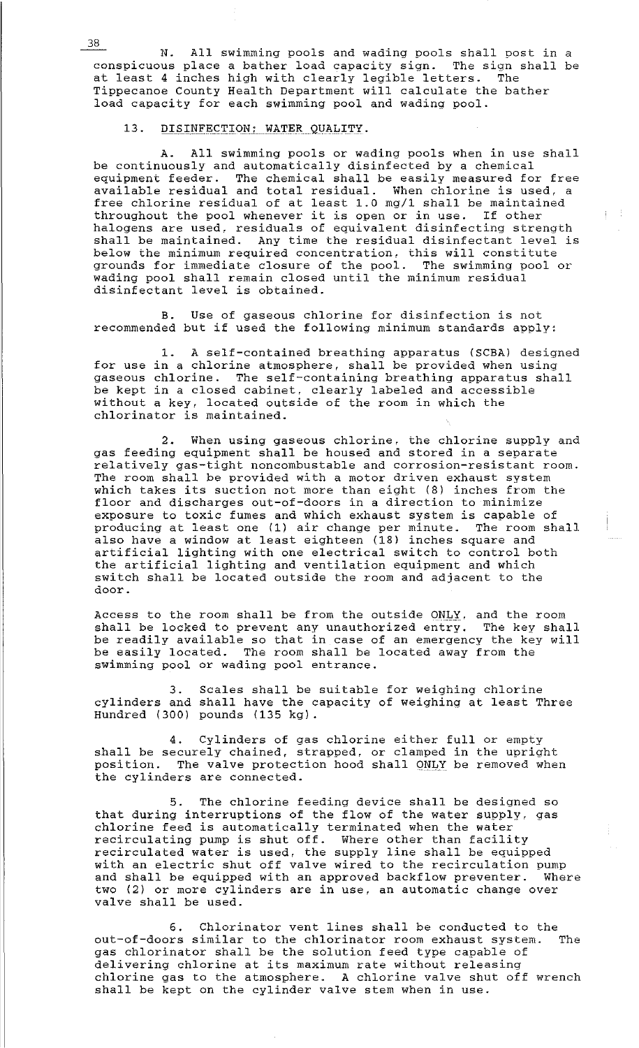N. All swimming pools and wading pools shall post in a conspicuous place a bather load capacity sign. The sign shall be at least 4 inches high with clearly legible letters. The Tippecanoe County Health Department will calculate the bather load capacity for each swimming pool and wading pool.

13. DISINFECTION; WATER QUALITY.

A. All swimming pools or wading pools when in use shall be continuously and automatically disinfected by a chemical equipment feeder. The chemical shall be easily measured for free available residual and total residual. When chlorine is used, a free chlorine residual of at least 1.0 mg/l shall be maintained throughout the pool whenever it is open or in use. If other halogens are used, residuals of equivalent disinfecting strength shall be maintained. Any time the residual disinfectant level is below the minimum required concentration, this will constitute grounds for immediate closure of the pool. The swimming pool or wading pool shall remain closed until the minimum residual disinfectant level is obtained.

B. Use of gaseous chlorine for disinfection is not recommended but if used the following minimum standards apply:

1. A self-contained breathing apparatus (SCBA) designed for use in a chlorine atmosphere, shall be provided when using gaseous chlorine. The self-containing breathing apparatus shall be kept in a closed cabinet, clearly labeled and accessible without a key, located outside of the room in which the chlorinator is maintained.

2. When using gaseous chlorine, the chlorine supply and gas feeding equipment shall be housed and stored in a separate relatively gas-tight noncombustible and corrosion-resistant room. The room shall be provided with a motor driven exhaust system which takes its suction not more than eight (8) inches from the floor and discharges out-of-doors in a direction to minimize exposure to toxic fumes and which exhaust system is capable of producing at least one (1) air change per minute. The room shall also have a window at least eighteen (18) inches square and artificial lighting with one electrical switch to control both the artificial lighting and ventilation equipment and which switch shall be located outside the room and adjacent to the door.

Access to the room shall be from the outside ONLY, and the room shall be locked to prevent any unauthorized entry. The key shall be readily available so that in case of an emergency the key will be easily located. The room shall be located away from the swimming pool or wading pool entrance.

3. Scales shall be suitable for weighing chlorine cylinders and shall have the capacity of weighing at least Three Hundred (300) pounds (135 kg).

4. Cylinders of gas chlorine either full or empty shall be securely chained, strapped, or clamped in the upright position. The valve protection hood shall ONLY be removed when the cylinders are connected.

5. The chlorine feeding device shall be designed so that during interruptions of the flow of the water supply, gas chlorine feed is automatically terminated when the water recirculating pump is shut off. Where other than facility recirculated water is used, the supply line shall be equipped with an electric shut off valve wired to the recirculation pump and shall be equipped with an approved backflow preventer. Where two (2) or more cylinders are in use, an automatic change over valve shall be used.

6. Chlorinator vent lines shall be conducted to the out-of-doors similar to the chlorinator room exhaust system. The gas chlorinator shall be the solution feed type capable of delivering chlorine at its maximum rate without releasing chlorine gas to the atmosphere. A chlorine valve shut off wrench shall be kept on the cylinder valve stem when in use.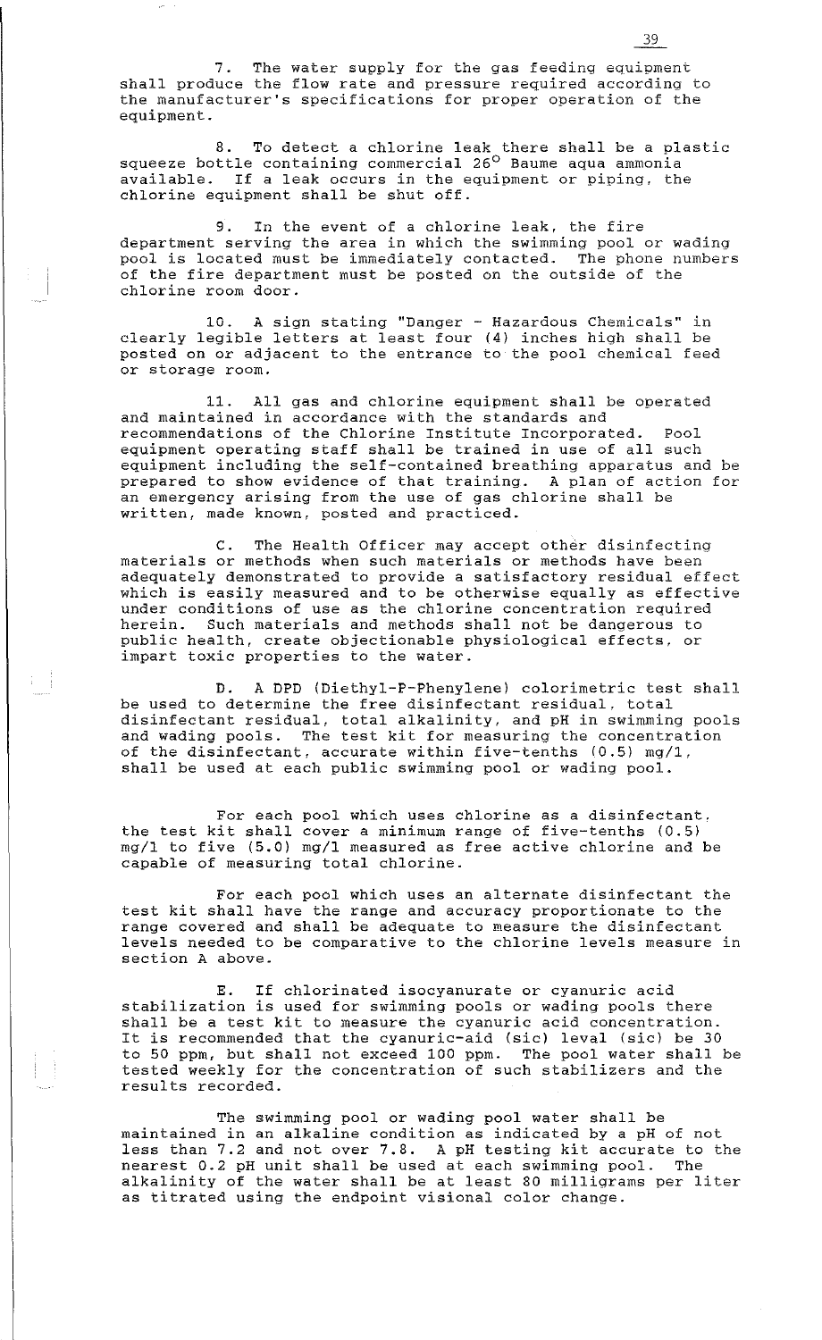7. The water supply for the gas feeding equipment shall produce the flow rate and pressure required according to the manufacturer's specifications for proper operation of the equipment.

8. To detect a chlorine leak there shall be a plastic squeeze bottle containing commercial 26° Baume aqua ammonia available. If a leak occurs in the equipment or piping, the chlorine equipment shall be shut off.

9. In the event of a chlorine leak, the fire department serving the area in which the swimming pool or wading pool is located must be immediately contacted. The phone numbers of the fire department must be posted on the outside of the chlorine room door.

10. A sign stating "Danger - Hazardous Chemicals" in clearly legible letters at least four (4) inches high shall be posted on or adjacent to the entrance to the pool chemical feed or storage room.

11. All gas and chlorine equipment shall be operated and maintained in accordance with the standards and recommendations of the Chlorine Institute Incorporated. Pool equipment operating staff shall be trained in use of all such equipment including the self-contained breathing apparatus and be prepared to show evidence of that training. A plan of action for an emergency arising from the use of gas chlorine shall be written, made known, posted and practiced.

C. The Health Officer may accept other disinfecting materials or methods when such materials or methods have been adequately demonstrated to provide a satisfactory residual effect which is easily measured and to be otherwise equally as effective under conditions of use as the chlorine concentration required herein. Such materials and methods shall not be dangerous to public health, create objectionable physiological effects, or impart toxic properties to the water.

D. A DPD (Diethyl-P-Phenylene) colorimetric test shall be used to determine the free disinfectant residual, total disinfectant residual, total alkalinity, and pH in swimming pools and wading pools. The test kit for measuring the concentration of the disinfectant, accurate within five-tenths (0.5) mg/l, shall be used at each public swimming pool or wading pool.

For each pool which uses chlorine as a disinfectant, the test kit shall cover a minimum range of five-tenths (0.5) mg/l to five (5.0) mg/l measured as free active chlorine and be capable of measuring total chlorine.

For each pool which uses an alternate disinfectant the test kit shall have the range and accuracy proportionate to the range covered and shall be adequate to measure the disinfectant levels needed to be comparative to the chlorine levels measure in section A above.

E. If chlorinated isocyanurate or cyanuric acid stabilization is used for swimming pools or wading pools there shall be a test kit to measure the cyanuric acid concentration. It is recommended that the cyanuric-aid (sic) leval (sic) be 30 to 50 ppm, but shall not exceed 100 ppm. The pool water shall be tested weekly for the concentration of such stabilizers and the results recorded.

The swimming pool or wading pool water shall be maintained in an alkaline condition as indicated by a pH of not less than 7.2 and not over 7.8. A pH testing kit accurate to the nearest 0.2 pH unit shall be used at each swimming pool. The alkalinity of the water shall be at least 80 milligrams per liter as titrated using the endpoint visional color change.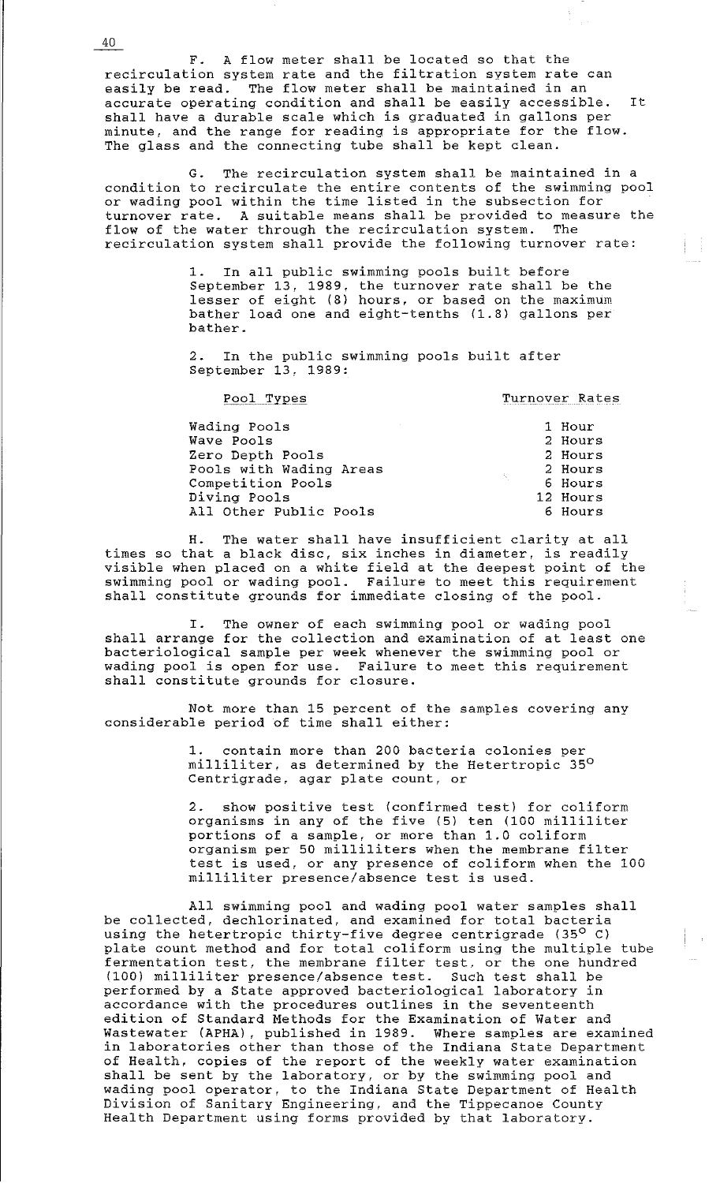F. A flow meter shall be located so that the recirculation system rate and the filtration system rate can easily be read. The flow meter shall be maintained in an accurate operating condition and shall be easily accessible. It shall have a durable scale which is graduated in gallons per minute, and the range for reading is appropriate for the flow. The glass and the connecting tube shall be kept clean.

G. The recirculation system shall be maintained in a condition to recirculate the entire contents of the swimming pool or wading pool within the time listed in the subsection for turnover rate. A suitable means shall be provided to measure the flow of the water through the recirculation system. The recirculation system shall provide the following turnover rate:

1. In all public swimming pools built before September 13, 1989, the turnover rate shall be the lesser of eight (8) hours, or based on the maximum bather load one and eight-tenths (1.8) gallons per bather.

2. In the public swimming pools built after September 13, 1989:

| Pool Types | Turnover Rates |
|---|---|
| Wading Pools | 1 Hour |
| Wave Pools | 2 Hours |
| Zero Depth Pools | 2 Hours |
| Pools with Wading Areas | 2 Hours |
| Competition Pools | 6 Hours |
| Diving Pools | 12 Hours |
| All Other Public Pools | 6 Hours |

H. The water shall have insufficient clarity at all times so that a black disc, six inches in diameter, is readily visible when placed on a white field at the deepest point of the swimming pool or wading pool. Failure to meet this requirement shall constitute grounds for immediate closing of the pool.

I. The owner of each swimming pool or wading pool shall arrange for the collection and examination of at least one bacteriological sample per week whenever the swimming pool or wading pool is open for use. Failure to meet this requirement shall constitute grounds for closure.

Not more than 15 percent of the samples covering any considerable period of time shall either:

1. contain more than 200 bacteria colonies per milliliter, as determined by the Hetertropic 35° Centrigrade, agar plate count, or

2. show positive test (confirmed test) for coliform organisms in any of the five (5) ten (100 milliliter portions of a sample, or more than 1.0 coliform organism per 50 milliliters when the membrane filter test is used, or any presence of coliform when the 100 milliliter presence/absence test is used.

All swimming pool and wading pool water samples shall be collected, dechlorinated, and examined for total bacteria using the hetertropic thirty-five degree centrigrade (35° C) plate count method and for total coliform using the multiple tube fermentation test, the membrane filter test, or the one hundred (100) milliliter presence/absence test. Such test shall be performed by a State approved bacteriological laboratory in accordance with the procedures outlines in the seventeenth edition of Standard Methods for the Examination of Water and Wastewater (APHA), published in 1989. Where samples are examined in laboratories other than those of the Indiana State Department of Health, copies of the report of the weekly water examination shall be sent by the laboratory, or by the swimming pool and wading pool operator, to the Indiana State Department of Health Division of Sanitary Engineering, and the Tippecanoe County Health Department using forms provided by that laboratory.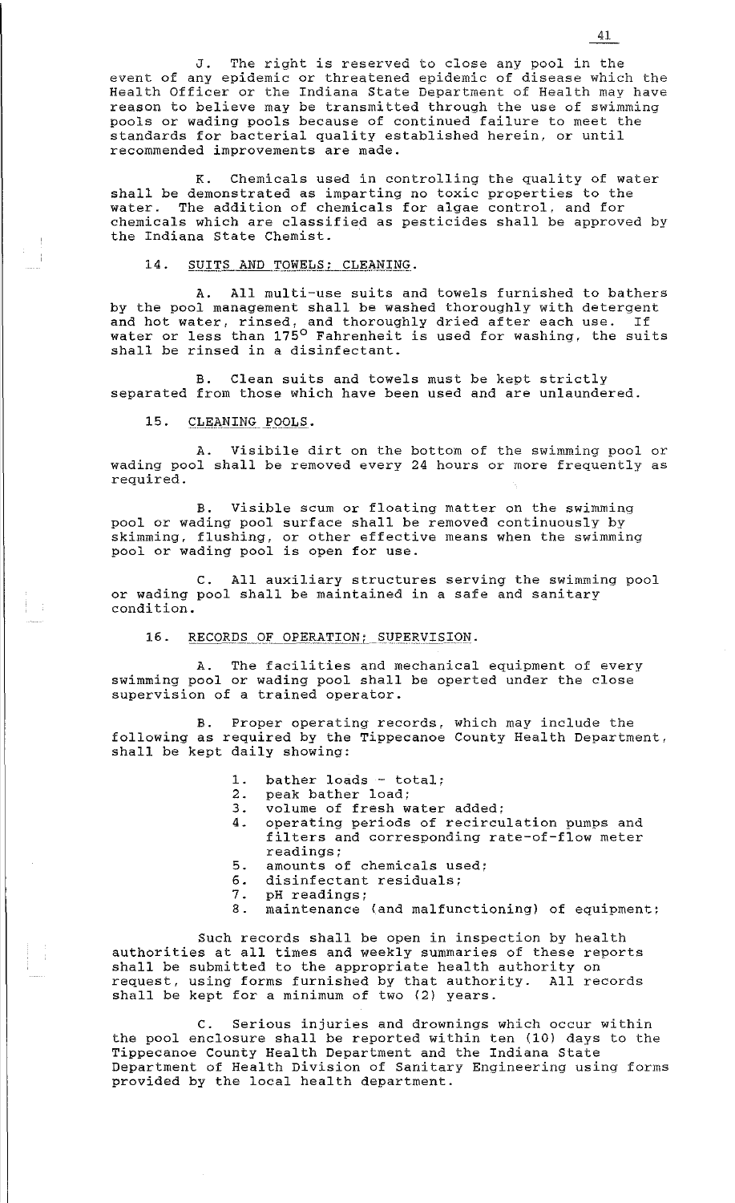J. The right is reserved to close any pool in the event of any epidemic or threatened epidemic of disease which the Health Officer or the Indiana State Department of Health may have reason to believe may be transmitted through the use of swimming pools or wading pools because of continued failure to meet the standards for bacterial quality established herein, or until recommended improvements are made.

K. Chemicals used in controlling the quality of water shall be demonstrated as imparting no toxic properties to the water. The addition of chemicals for algae control, and for chemicals which are classified as pesticides shall be approved by the Indiana State Chemist.

14. <u>SUITS AND TOWELS; CLEANING</u>.

A. All multi-use suits and towels furnished to bathers by the pool management shall be washed thoroughly with detergent and hot water, rinsed, and thoroughly dried after each use. If water or less than 175° Fahrenheit is used for washing, the suits shall be rinsed in a disinfectant.

B. Clean suits and towels must be kept strictly separated from those which have been used and are unlaundered.

15. <u>CLEANING POOLS</u>.

A. Visibile dirt on the bottom of the swimming pool or wading pool shall be removed every 24 hours or more frequently as required.

B. Visible scum or floating matter on the swimming pool or wading pool surface shall be removed continuously by skimming, flushing, or other effective means when the swimming pool or wading pool is open for use.

C. All auxiliary structures serving the swimming pool or wading pool shall be maintained in a safe and sanitary condition.

16. <u>RECORDS OF OPERATION; SUPERVISION</u>.

A. The facilities and mechanical equipment of every swimming pool or wading pool shall be operted under the close supervision of a trained operator.

B. Proper operating records, which may include the following as required by the Tippecanoe County Health Department, shall be kept daily showing:

1. bather loads - total;
2. peak bather load;
3. volume of fresh water added;
4. operating periods of recirculation pumps and filters and corresponding rate-of-flow meter readings;
5. amounts of chemicals used;
6. disinfectant residuals;
7. pH readings;
8. maintenance (and malfunctioning) of equipment;

Such records shall be open in inspection by health authorities at all times and weekly summaries of these reports shall be submitted to the appropriate health authority on request, using forms furnished by that authority. All records shall be kept for a minimum of two (2) years.

C. Serious injuries and drownings which occur within the pool enclosure shall be reported within ten (10) days to the Tippecanoe County Health Department and the Indiana State Department of Health Division of Sanitary Engineering using forms provided by the local health department.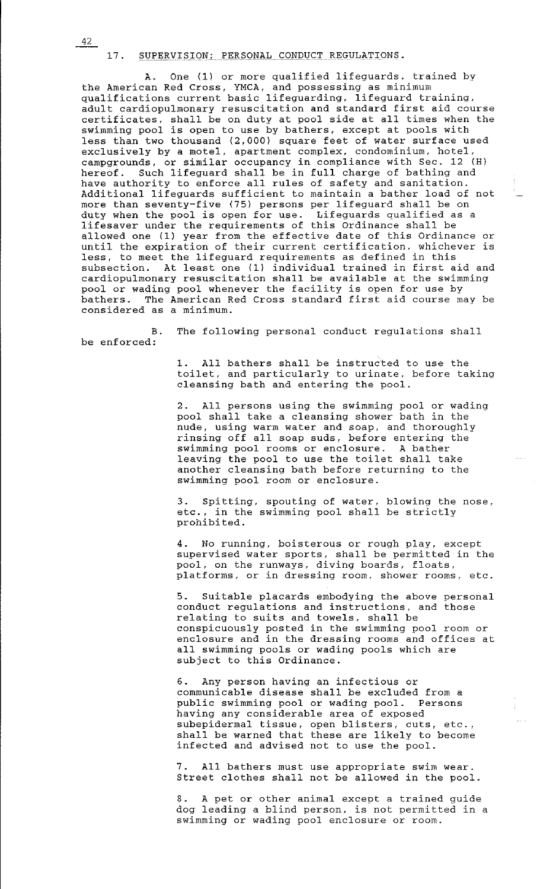## 17. SUPERVISION; PERSONAL CONDUCT REGULATIONS.

A. One (1) or more qualified lifeguards, trained by the American Red Cross, YMCA, and possessing as minimum qualifications current basic lifeguarding, lifeguard training, adult cardiopulmonary resuscitation and standard first aid course certificates, shall be on duty at pool side at all times when the swimming pool is open to use by bathers, except at pools with less than two thousand (2,000) square feet of water surface used exclusively by a motel, apartment complex, condominium, hotel, campgrounds, or similar occupancy in compliance with Sec. 12 (H) hereof. Such lifeguard shall be in full charge of bathing and have authority to enforce all rules of safety and sanitation. Additional lifeguards sufficient to maintain a bather load of not more than seventy-five (75) persons per lifeguard shall be on duty when the pool is open for use. Lifeguards qualified as a lifesaver under the requirements of this Ordinance shall be allowed one (1) year from the effective date of this Ordinance or until the expiration of their current certification, whichever is less, to meet the lifeguard requirements as defined in this subsection. At least one (1) individual trained in first aid and cardiopulmonary resuscitation shall be available at the swimming pool or wading pool whenever the facility is open for use by bathers. The American Red Cross standard first aid course may be considered as a minimum.

B. The following personal conduct regulations shall be enforced:

1. All bathers shall be instructed to use the toilet, and particularly to urinate, before taking cleansing bath and entering the pool.

2. All persons using the swimming pool or wading pool shall take a cleansing shower bath in the nude, using warm water and soap, and thoroughly rinsing off all soap suds, before entering the swimming pool rooms or enclosure. A bather leaving the pool to use the toilet shall take another cleansing bath before returning to the swimming pool room or enclosure.

3. Spitting, spouting of water, blowing the nose, etc., in the swimming pool shall be strictly prohibited.

4. No running, boisterous or rough play, except supervised water sports, shall be permitted in the pool, on the runways, diving boards, floats, platforms, or in dressing room, shower rooms, etc.

5. Suitable placards embodying the above personal conduct regulations and instructions, and those relating to suits and towels, shall be conspicuously posted in the swimming pool room or enclosure and in the dressing rooms and offices at all swimming pools or wading pools which are subject to this Ordinance.

6. Any person having an infectious or communicable disease shall be excluded from a public swimming pool or wading pool. Persons having any considerable area of exposed subepidermal tissue, open blisters, cuts, etc., shall be warned that these are likely to become infected and advised not to use the pool.

7. All bathers must use appropriate swim wear. Street clothes shall not be allowed in the pool.

8. A pet or other animal except a trained guide dog leading a blind person, is not permitted in a swimming or wading pool enclosure or room.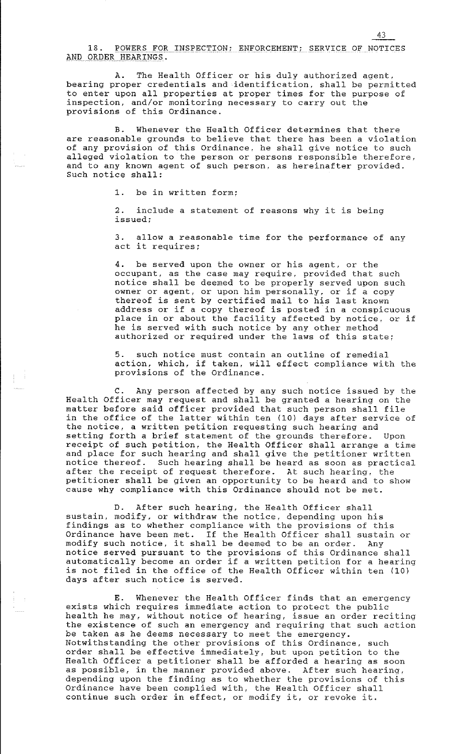## 18. POWERS FOR INSPECTION; ENFORCEMENT; SERVICE OF NOTICES AND ORDER HEARINGS.

A. The Health Officer or his duly authorized agent, bearing proper credentials and identification, shall be permitted to enter upon all properties at proper times for the purpose of inspection, and/or monitoring necessary to carry out the provisions of this Ordinance.

B. Whenever the Health Officer determines that there are reasonable grounds to believe that there has been a violation of any provision of this Ordinance, he shall give notice to such alleged violation to the person or persons responsible therefore, and to any known agent of such person, as hereinafter provided. Such notice shall:

1. be in written form;

2. include a statement of reasons why it is being issued;

3. allow a reasonable time for the performance of any act it requires;

4. be served upon the owner or his agent, or the occupant, as the case may require, provided that such notice shall be deemed to be properly served upon such owner or agent, or upon him personally, or if a copy thereof is sent by certified mail to his last known address or if a copy thereof is posted in a conspicuous place in or about the facility affected by notice, or if he is served with such notice by any other method authorized or required under the laws of this state;

5. such notice must contain an outline of remedial action, which, if taken, will effect compliance with the provisions of the Ordinance.

C. Any person affected by any such notice issued by the Health Officer may request and shall be granted a hearing on the matter before said officer provided that such person shall file in the office of the latter within ten (10) days after service of the notice, a written petition requesting such hearing and setting forth a brief statement of the grounds therefore. Upon receipt of such petition, the Health Officer shall arrange a time and place for such hearing and shall give the petitioner written notice thereof. Such hearing shall be heard as soon as practical after the receipt of request therefore. At such hearing, the petitioner shall be given an opportunity to be heard and to show cause why compliance with this Ordinance should not be met.

D. After such hearing, the Health Officer shall sustain, modify, or withdraw the notice, depending upon his findings as to whether compliance with the provisions of this Ordinance have been met. If the Health Officer shall sustain or modify such notice, it shall be deemed to be an order. Any notice served pursuant to the provisions of this Ordinance shall automatically become an order if a written petition for a hearing is not filed in the office of the Health Officer within ten (10) days after such notice is served.

E. Whenever the Health Officer finds that an emergency exists which requires immediate action to protect the public health he may, without notice of hearing, issue an order reciting the existence of such an emergency and requiring that such action be taken as he deems necessary to meet the emergency. Notwithstanding the other provisions of this Ordinance, such order shall be effective immediately, but upon petition to the Health Officer a petitioner shall be afforded a hearing as soon as possible, in the manner provided above. After such hearing, depending upon the finding as to whether the provisions of this Ordinance have been complied with, the Health Officer shall continue such order in effect, or modify it, or revoke it.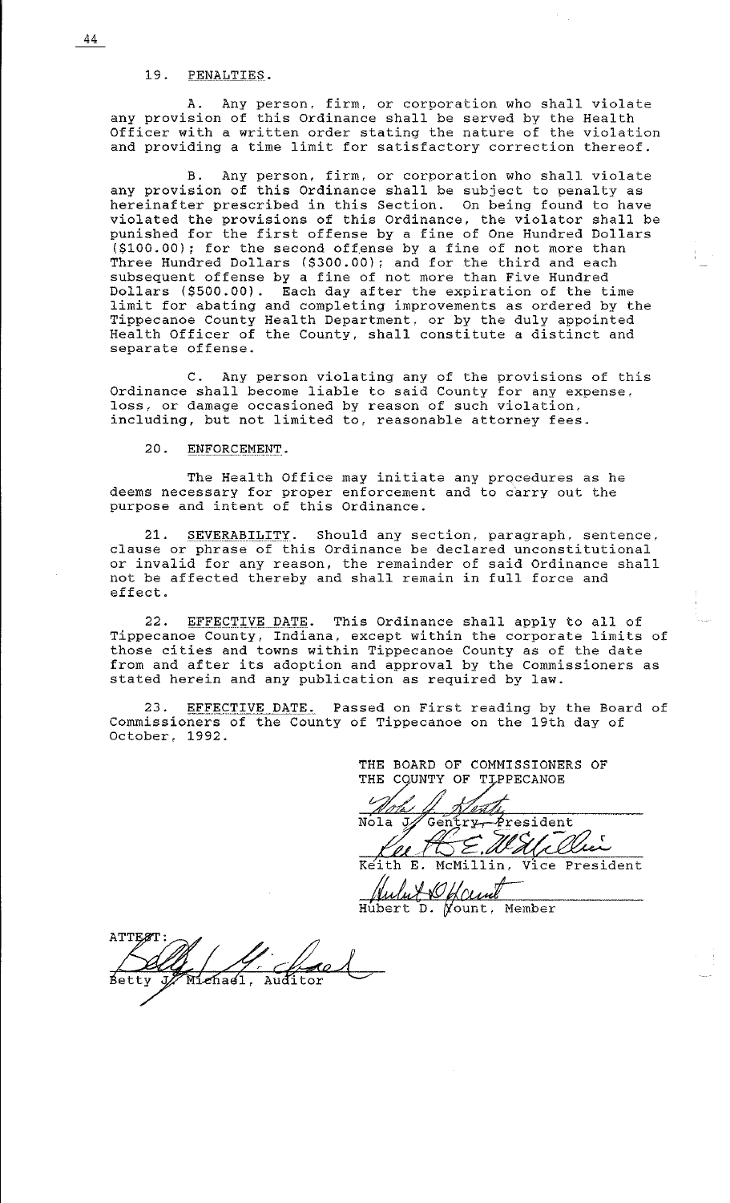19. PENALTIES.

A. Any person, firm, or corporation who shall violate any provision of this Ordinance shall be served by the Health Officer with a written order stating the nature of the violation and providing a time limit for satisfactory correction thereof.

B. Any person, firm, or corporation who shall violate any provision of this Ordinance shall be subject to penalty as hereinafter prescribed in this Section. On being found to have violated the provisions of this Ordinance, the violator shall be punished for the first offense by a fine of One Hundred Dollars ($100.00); for the second offense by a fine of not more than Three Hundred Dollars ($300.00); and for the third and each subsequent offense by a fine of not more than Five Hundred Dollars ($500.00). Each day after the expiration of the time limit for abating and completing improvements as ordered by the Tippecanoe County Health Department, or by the duly appointed Health Officer of the County, shall constitute a distinct and separate offense.

C. Any person violating any of the provisions of this Ordinance shall become liable to said County for any expense, loss, or damage occasioned by reason of such violation, including, but not limited to, reasonable attorney fees.

20. ENFORCEMENT.

The Health Office may initiate any procedures as he deems necessary for proper enforcement and to carry out the purpose and intent of this Ordinance.

21. SEVERABILITY. Should any section, paragraph, sentence, clause or phrase of this Ordinance be declared unconstitutional or invalid for any reason, the remainder of said Ordinance shall not be affected thereby and shall remain in full force and effect.

22. EFFECTIVE DATE. This Ordinance shall apply to all of Tippecanoe County, Indiana, except within the corporate limits of those cities and towns within Tippecanoe County as of the date from and after its adoption and approval by the Commissioners as stated herein and any publication as required by law.

23. EFFECTIVE DATE. Passed on First reading by the Board of Commissioners of the County of Tippecanoe on the 19th day of October, 1992.

THE BOARD OF COMMISSIONERS OF THE COUNTY OF TIPPECANOE

Nola J. Gentry, President

Keith E. McMillin, Vice President

Hubert D. Yount, Member

ATTEST:

Betty J. Michael, Auditor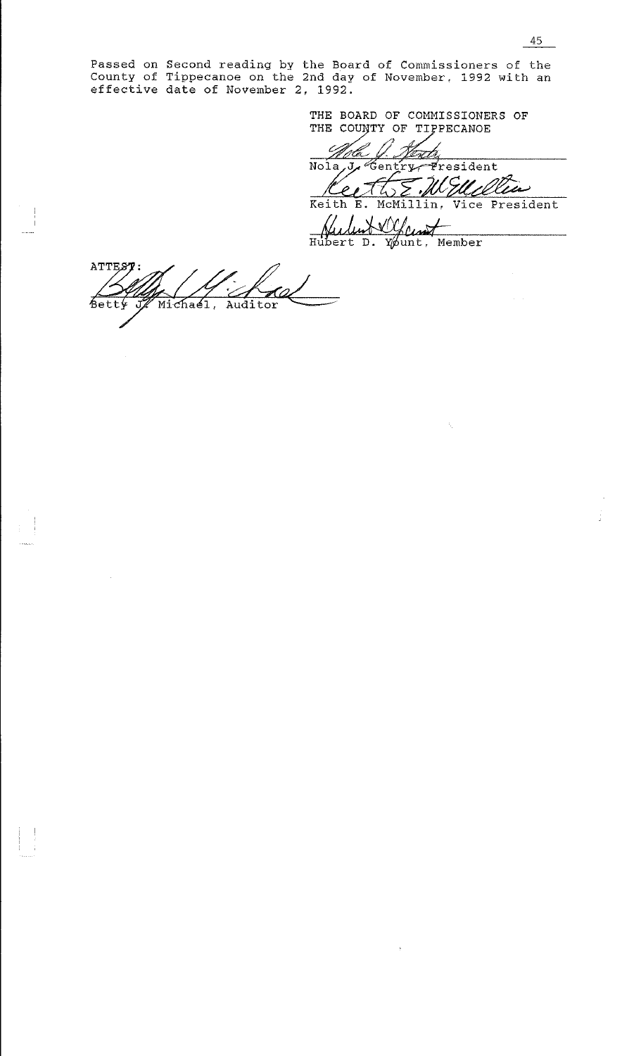Passed on Second reading by the Board of Commissioners of the County of Tippecanoe on the 2nd day of November, 1992 with an effective date of November 2, 1992.

THE BOARD OF COMMISSIONERS OF THE COUNTY OF TIPPECANOE

Nola J. Gentry, President

Keith E. McMillin, Vice President

Hubert D. Yount, Member

ATTEST:

Betty J. Michael, Auditor